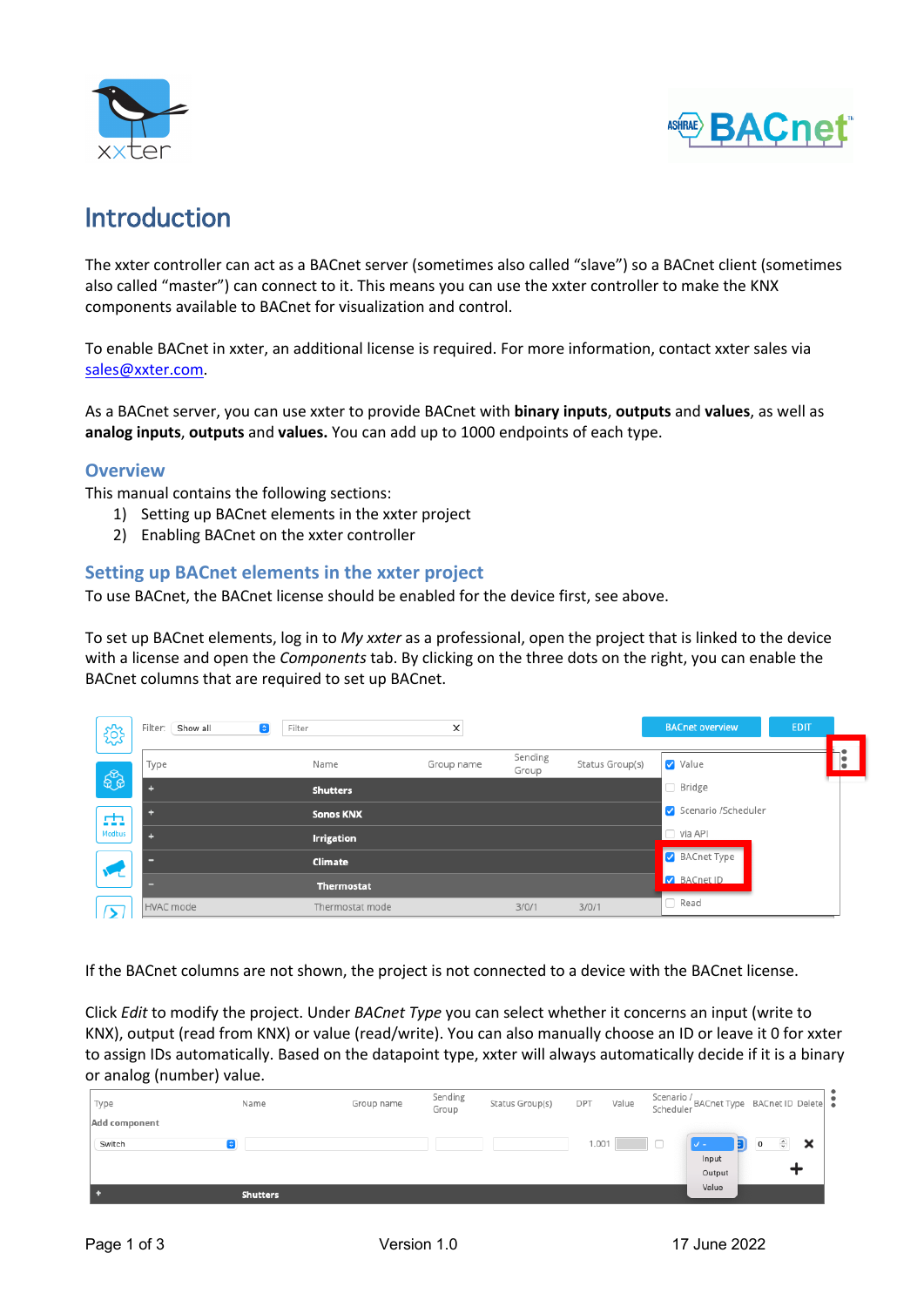# Introduction

The xxter controller can act as a BACnet server (sometimes also called "slave") so a BACnet client (sometimes also called "master") can connect to it. This means you can use the xxter controller to make the KNX components available to BACnet for visualization and control.

To enable BACnet in xxter, an additional license is required. For more information, contact xxter sales via sales@xxter.com.

As a BACnet server, you can use xxter to provide BACnet with **binary inputs**, **outputs** and **values**, as well as **analog inputs**, **outputs** and **values.** You can add up to 1000 endpoints of each type.

## Overview

This manual contains the following sections:

1) Setting up BACnet elements in the xxter project
2) Enabling BACnet on the xxter controller

## Setting up BACnet elements in the xxter project

To use BACnet, the BACnet license should be enabled for the device first, see above.

To set up BACnet elements, log in to *My xxter* as a professional, open the project that is linked to the device with a license and open the *Components* tab. By clicking on the three dots on the right, you can enable the BACnet columns that are required to set up BACnet.

If the BACnet columns are not shown, the project is not connected to a device with the BACnet license.

Click *Edit* to modify the project. Under *BACnet Type* you can select whether it concerns an input (write to KNX), output (read from KNX) or value (read/write). You can also manually choose an ID or leave it 0 for xxter to assign IDs automatically. Based on the datapoint type, xxter will always automatically decide if it is a binary or analog (number) value.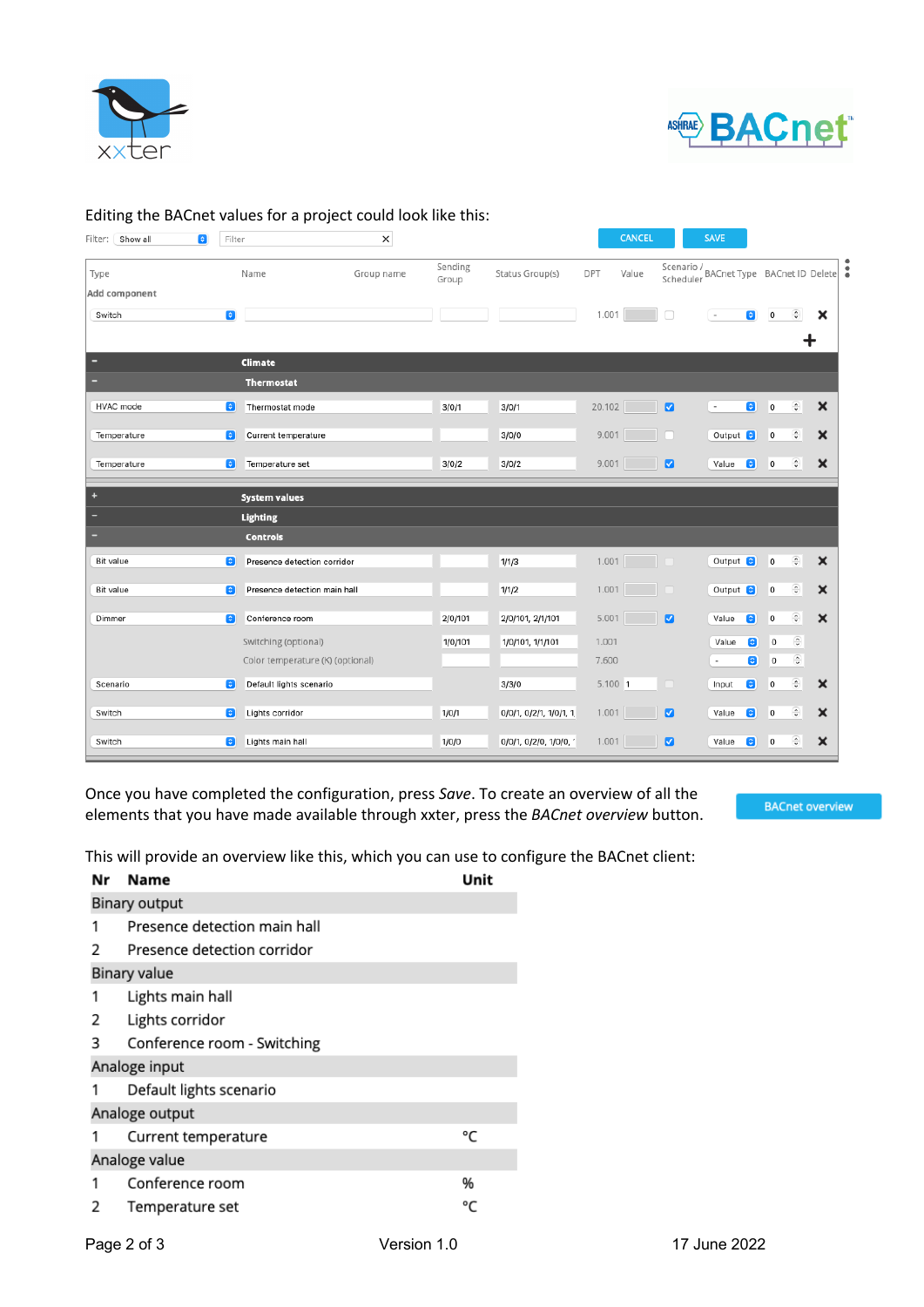Editing the BACnet values for a project could look like this:

| Type | Name | Group name | Sending Group | Status Group(s) | DPT | Value | Scenario / Scheduler | BACnet Type | BACnet ID | Delete |
|---|---|---|---|---|---|---|---|---|---|---|
| **Add component** | | | | | | | | | | |
| Switch | | | | | 1.001 | | ☐ | - | 0 | ✕ |
| **Climate** | | | | | | | | | | |
| **Thermostat** | | | | | | | | | | |
| HVAC mode | Thermostat mode | | 3/0/1 | 3/0/1 | 20.102 | | ☑ | - | 0 | ✕ |
| Temperature | Current temperature | | | 3/0/0 | 9.001 | | ☐ | Output | 0 | ✕ |
| Temperature | Temperature set | | 3/0/2 | 3/0/2 | 9.001 | | ☑ | Value | 0 | ✕ |
| **System values** | | | | | | | | | | |
| **Lighting** | | | | | | | | | | |
| **Controls** | | | | | | | | | | |
| Bit value | Presence detection corridor | | | 1/1/3 | 1.001 | | ☐ | Output | 0 | ✕ |
| Bit value | Presence detection main hall | | | 1/1/2 | 1.001 | | ☐ | Output | 0 | ✕ |
| Dimmer | Conference room | | 2/0/101 | 2/0/101, 2/1/101 | 5.001 | | ☑ | Value | 0 | ✕ |
| | Switching (optional) | | 1/0/101 | 1/0/101, 1/1/101 | 1.001 | | | Value | 0 | |
| | Color temperature (K) (optional) | | | | 7.600 | | | - | 0 | |
| Scenario | Default lights scenario | | | 3/3/0 | 5.100 | 1 | ☐ | Input | 0 | ✕ |
| Switch | Lights corridor | | 1/0/1 | 0/0/1, 0/2/1, 1/0/1, 1 | 1.001 | | ☑ | Value | 0 | ✕ |
| Switch | Lights main hall | | 1/0/0 | 0/0/1, 0/2/0, 1/0/0, | 1.001 | | ☑ | Value | 0 | ✕ |

Once you have completed the configuration, press *Save*. To create an overview of all the elements that you have made available through xxter, press the *BACnet overview* button.

This will provide an overview like this, which you can use to configure the BACnet client:

| Nr | Name | Unit |
|---|---|---|
| **Binary output** | | |
| 1 | Presence detection main hall | |
| 2 | Presence detection corridor | |
| **Binary value** | | |
| 1 | Lights main hall | |
| 2 | Lights corridor | |
| 3 | Conference room - Switching | |
| **Analoge input** | | |
| 1 | Default lights scenario | |
| **Analoge output** | | |
| 1 | Current temperature | °C |
| **Analoge value** | | |
| 1 | Conference room | % |
| 2 | Temperature set | °C |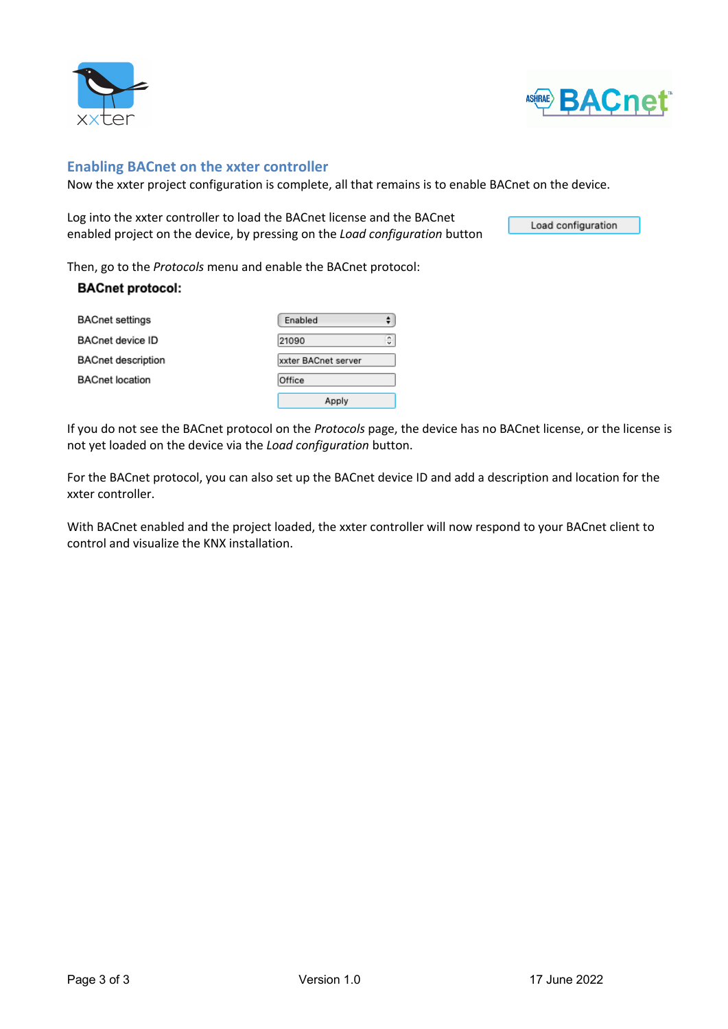## Enabling BACnet on the xxter controller

Now the xxter project configuration is complete, all that remains is to enable BACnet on the device.

Log into the xxter controller to load the BACnet license and the BACnet enabled project on the device, by pressing on the *Load configuration* button

Load configuration

Then, go to the *Protocols* menu and enable the BACnet protocol:

**BACnet protocol:**

| | |
|---|---|
| BACnet settings | Enabled |
| BACnet device ID | 21090 |
| BACnet description | xxter BACnet server |
| BACnet location | Office |
| | Apply |

If you do not see the BACnet protocol on the *Protocols* page, the device has no BACnet license, or the license is not yet loaded on the device via the *Load configuration* button.

For the BACnet protocol, you can also set up the BACnet device ID and add a description and location for the xxter controller.

With BACnet enabled and the project loaded, the xxter controller will now respond to your BACnet client to control and visualize the KNX installation.

Version 1.0

17 June 2022